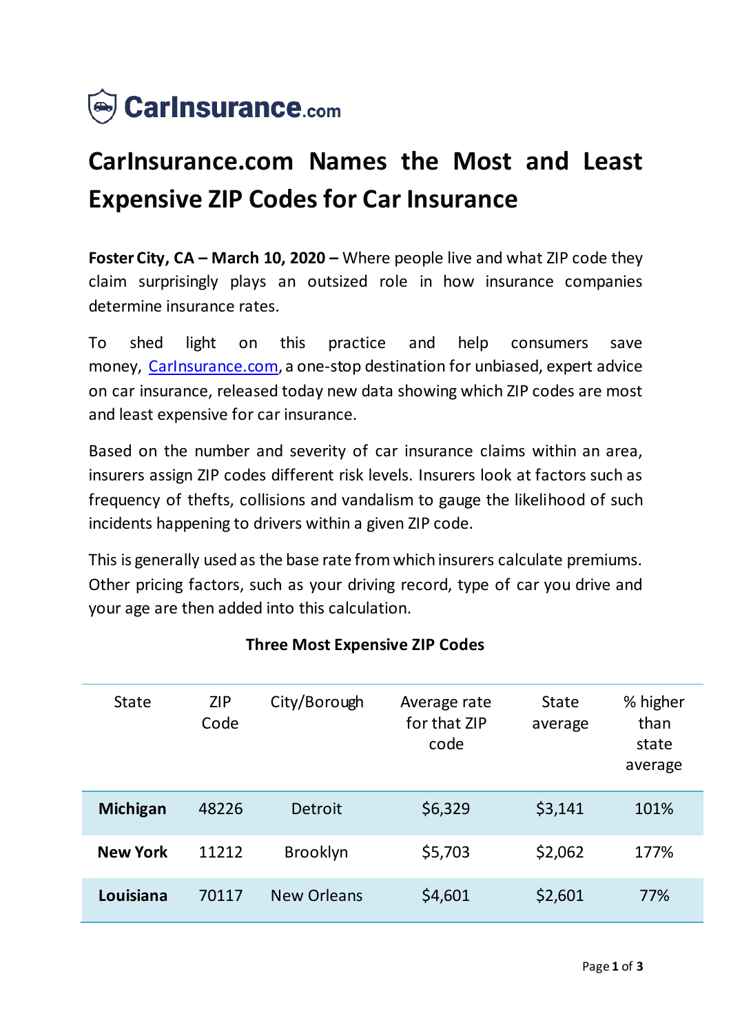CarInsurance.com

# CarInsurance.com Names the Most and Least Expensive ZIP Codes for Car Insurance

**Foster City, CA – March 10, 2020 –** Where people live and what ZIP code they claim surprisingly plays an outsized role in how insurance companies determine insurance rates.

To shed light on this practice and help consumers save money, [CarInsurance.com](CarInsurance.com), a one-stop destination for unbiased, expert advice on car insurance, released today new data showing which ZIP codes are most and least expensive for car insurance.

Based on the number and severity of car insurance claims within an area, insurers assign ZIP codes different risk levels. Insurers look at factors such as frequency of thefts, collisions and vandalism to gauge the likelihood of such incidents happening to drivers within a given ZIP code.

This is generally used as the base rate from which insurers calculate premiums. Other pricing factors, such as your driving record, type of car you drive and your age are then added into this calculation.

**Three Most Expensive ZIP Codes**

| State | ZIP Code | City/Borough | Average rate for that ZIP code | State average | % higher than state average |
|---|---|---|---|---|---|
| **Michigan** | 48226 | Detroit | $6,329 | $3,141 | 101% |
| **New York** | 11212 | Brooklyn | $5,703 | $2,062 | 177% |
| **Louisiana** | 70117 | New Orleans | $4,601 | $2,601 | 77% |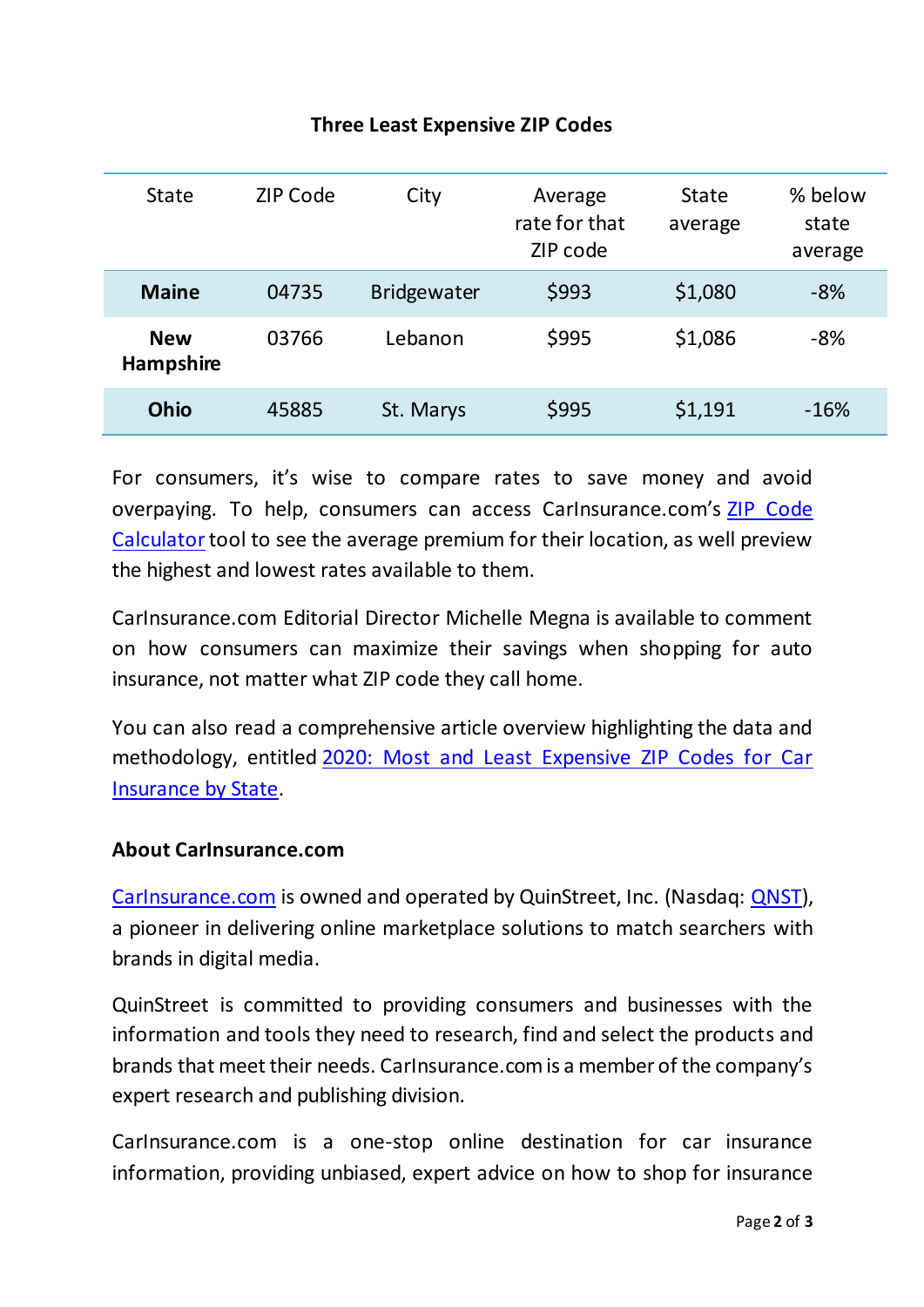**Three Least Expensive ZIP Codes**

| State | ZIP Code | City | Average rate for that ZIP code | State average | % below state average |
|---|---|---|---|---|---|
| **Maine** | 04735 | Bridgewater | $993 | $1,080 | -8% |
| **New Hampshire** | 03766 | Lebanon | $995 | $1,086 | -8% |
| **Ohio** | 45885 | St. Marys | $995 | $1,191 | -16% |

For consumers, it's wise to compare rates to save money and avoid overpaying. To help, consumers can access CarInsurance.com's ZIP Code Calculator tool to see the average premium for their location, as well preview the highest and lowest rates available to them.

CarInsurance.com Editorial Director Michelle Megna is available to comment on how consumers can maximize their savings when shopping for auto insurance, not matter what ZIP code they call home.

You can also read a comprehensive article overview highlighting the data and methodology, entitled 2020: Most and Least Expensive ZIP Codes for Car Insurance by State.

**About CarInsurance.com**

CarInsurance.com is owned and operated by QuinStreet, Inc. (Nasdaq: QNST), a pioneer in delivering online marketplace solutions to match searchers with brands in digital media.

QuinStreet is committed to providing consumers and businesses with the information and tools they need to research, find and select the products and brands that meet their needs. CarInsurance.com is a member of the company's expert research and publishing division.

CarInsurance.com is a one-stop online destination for car insurance information, providing unbiased, expert advice on how to shop for insurance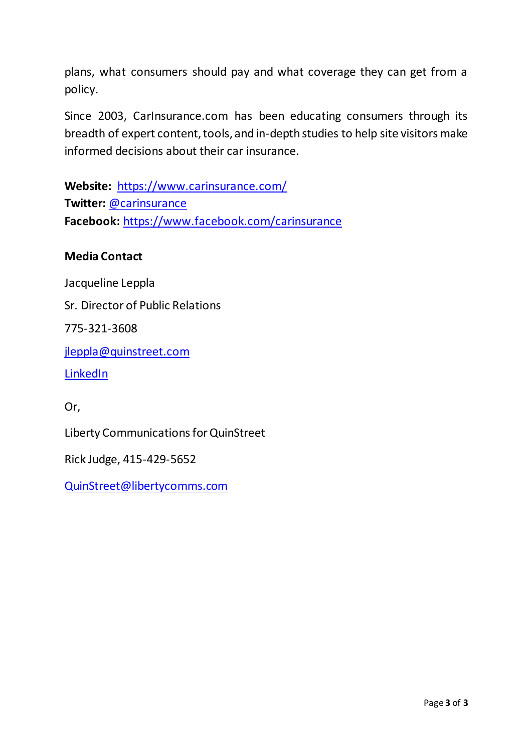plans, what consumers should pay and what coverage they can get from a policy.

Since 2003, CarInsurance.com has been educating consumers through its breadth of expert content, tools, and in-depth studies to help site visitors make informed decisions about their car insurance.

**Website:** https://www.carinsurance.com/
**Twitter:** @carinsurance
**Facebook:** https://www.facebook.com/carinsurance

**Media Contact**

Jacqueline Leppla

Sr. Director of Public Relations

775-321-3608

jleppla@quinstreet.com

LinkedIn

Or,

Liberty Communications for QuinStreet

Rick Judge, 415-429-5652

QuinStreet@libertycomms.com